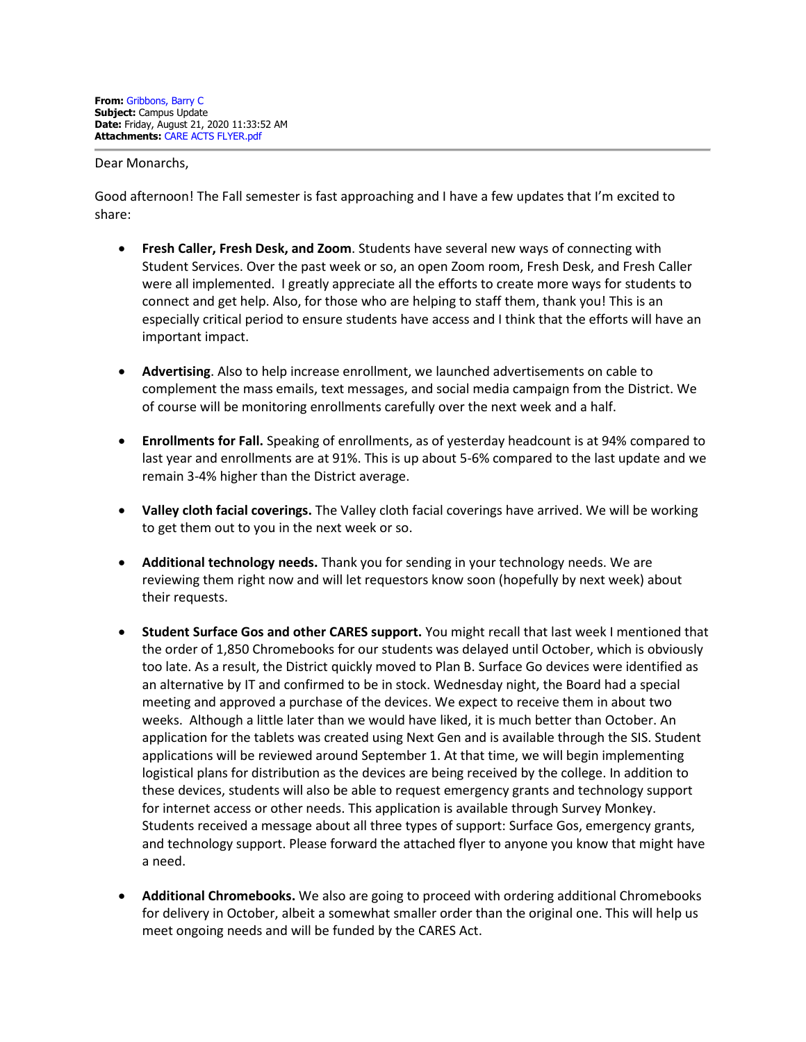**From:** Gribbons, Barry C
**Subject:** Campus Update
**Date:** Friday, August 21, 2020 11:33:52 AM
**Attachments:** CARE ACTS FLYER.pdf

---

Dear Monarchs,

Good afternoon! The Fall semester is fast approaching and I have a few updates that I'm excited to share:

- **Fresh Caller, Fresh Desk, and Zoom**. Students have several new ways of connecting with Student Services. Over the past week or so, an open Zoom room, Fresh Desk, and Fresh Caller were all implemented. I greatly appreciate all the efforts to create more ways for students to connect and get help. Also, for those who are helping to staff them, thank you! This is an especially critical period to ensure students have access and I think that the efforts will have an important impact.

- **Advertising**. Also to help increase enrollment, we launched advertisements on cable to complement the mass emails, text messages, and social media campaign from the District. We of course will be monitoring enrollments carefully over the next week and a half.

- **Enrollments for Fall.** Speaking of enrollments, as of yesterday headcount is at 94% compared to last year and enrollments are at 91%. This is up about 5-6% compared to the last update and we remain 3-4% higher than the District average.

- **Valley cloth facial coverings.** The Valley cloth facial coverings have arrived. We will be working to get them out to you in the next week or so.

- **Additional technology needs.** Thank you for sending in your technology needs. We are reviewing them right now and will let requestors know soon (hopefully by next week) about their requests.

- **Student Surface Gos and other CARES support.** You might recall that last week I mentioned that the order of 1,850 Chromebooks for our students was delayed until October, which is obviously too late. As a result, the District quickly moved to Plan B. Surface Go devices were identified as an alternative by IT and confirmed to be in stock. Wednesday night, the Board had a special meeting and approved a purchase of the devices. We expect to receive them in about two weeks. Although a little later than we would have liked, it is much better than October. An application for the tablets was created using Next Gen and is available through the SIS. Student applications will be reviewed around September 1. At that time, we will begin implementing logistical plans for distribution as the devices are being received by the college. In addition to these devices, students will also be able to request emergency grants and technology support for internet access or other needs. This application is available through Survey Monkey. Students received a message about all three types of support: Surface Gos, emergency grants, and technology support. Please forward the attached flyer to anyone you know that might have a need.

- **Additional Chromebooks.** We also are going to proceed with ordering additional Chromebooks for delivery in October, albeit a somewhat smaller order than the original one. This will help us meet ongoing needs and will be funded by the CARES Act.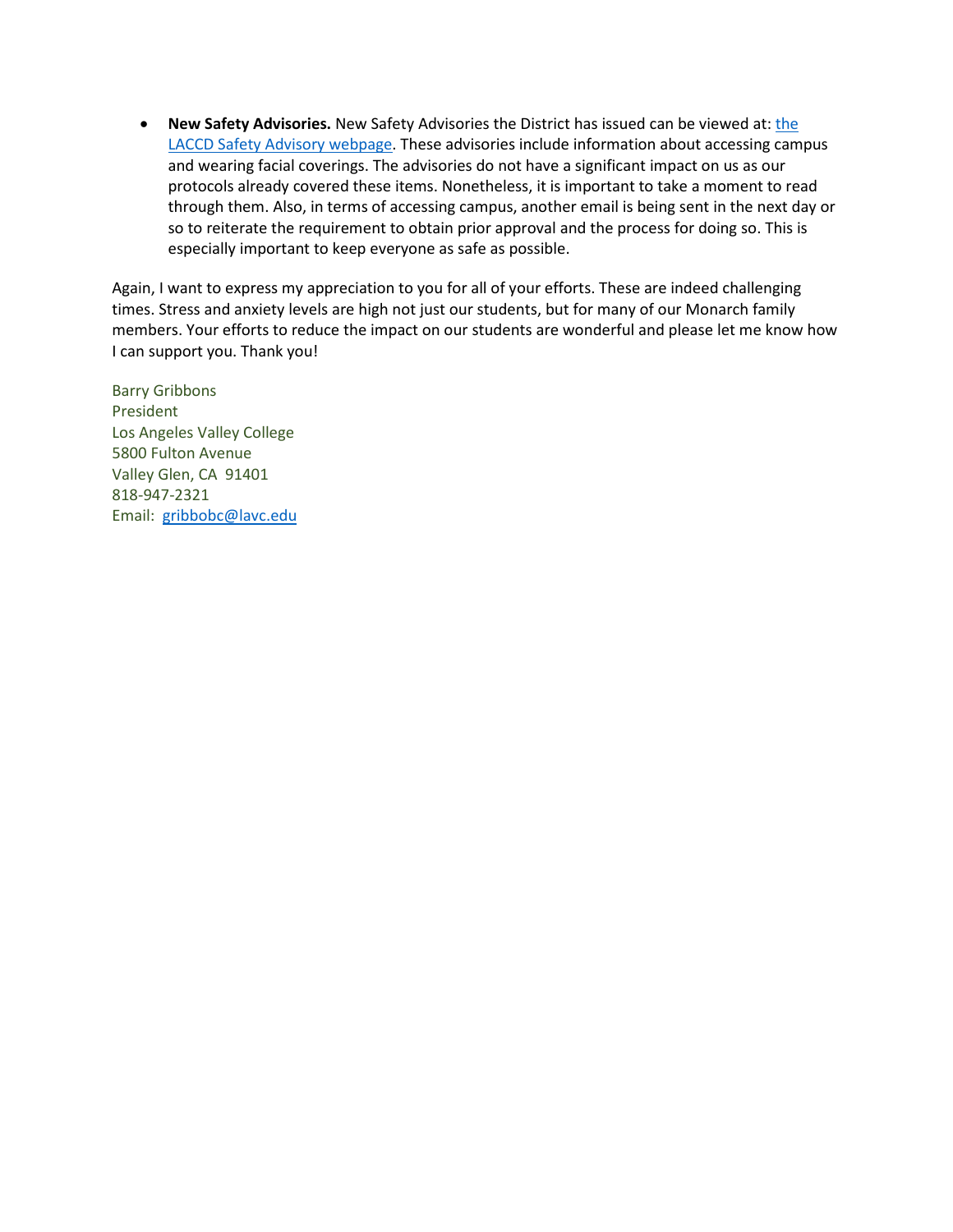- **New Safety Advisories.** New Safety Advisories the District has issued can be viewed at: the LACCD Safety Advisory webpage. These advisories include information about accessing campus and wearing facial coverings. The advisories do not have a significant impact on us as our protocols already covered these items. Nonetheless, it is important to take a moment to read through them. Also, in terms of accessing campus, another email is being sent in the next day or so to reiterate the requirement to obtain prior approval and the process for doing so. This is especially important to keep everyone as safe as possible.

Again, I want to express my appreciation to you for all of your efforts. These are indeed challenging times. Stress and anxiety levels are high not just our students, but for many of our Monarch family members. Your efforts to reduce the impact on our students are wonderful and please let me know how I can support you. Thank you!

Barry Gribbons  
President  
Los Angeles Valley College  
5800 Fulton Avenue  
Valley Glen, CA 91401  
818-947-2321  
Email: gribbobc@lavc.edu